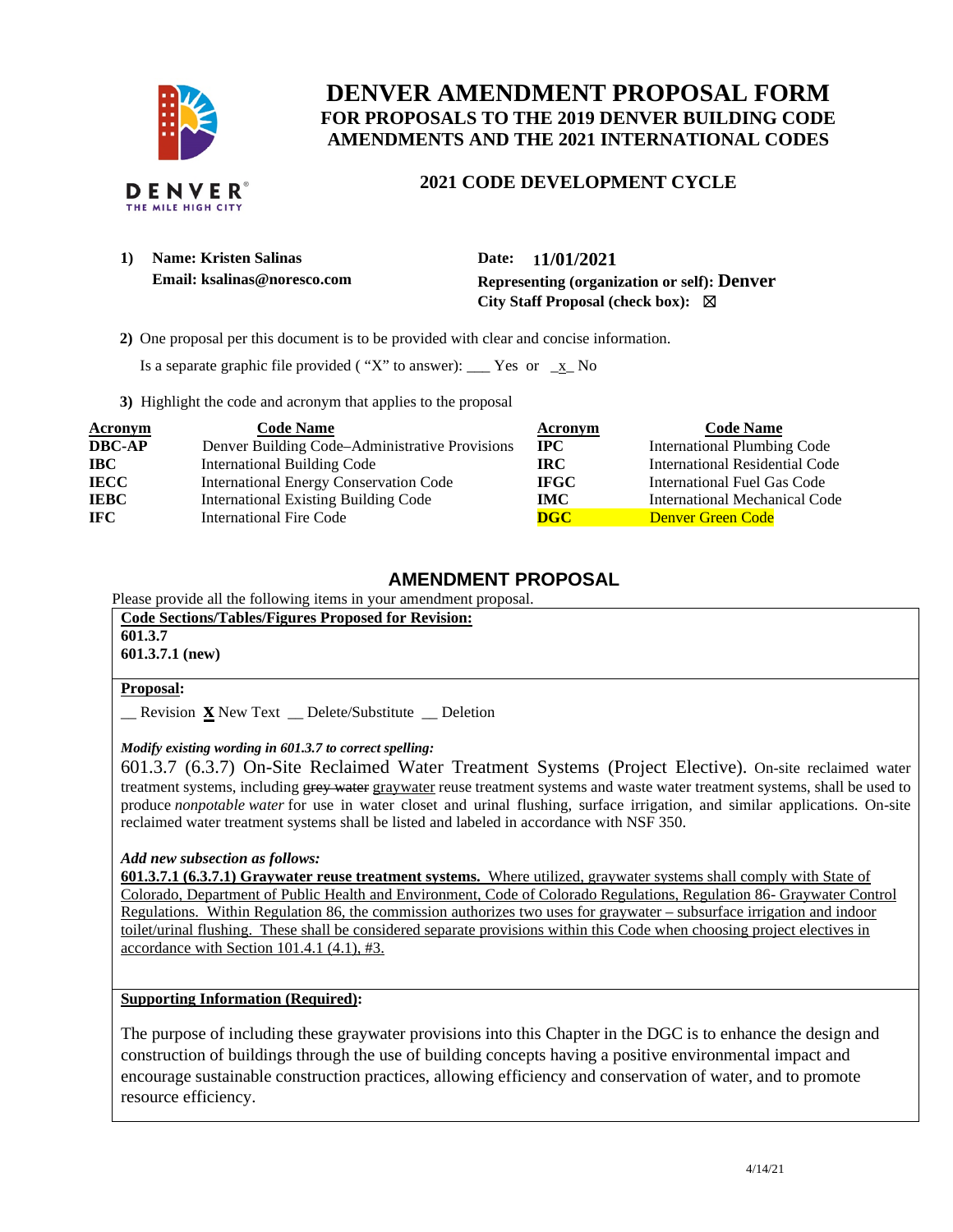# DENVER AMENDMENT PROPOSAL FORM

## FOR PROPOSALS TO THE 2019 DENVER BUILDING CODE AMENDMENTS AND THE 2021 INTERNATIONAL CODES

### 2021 CODE DEVELOPMENT CYCLE

**1) Name: Kristen Salinas**
**Email: ksalinas@noresco.com**

**Date: 11/01/2021**
**Representing (organization or self): Denver**
**City Staff Proposal (check box):** ☒

**2)** One proposal per this document is to be provided with clear and concise information.

Is a separate graphic file provided ( "X" to answer): ___ Yes or _x_ No

**3)** Highlight the code and acronym that applies to the proposal

| Acronym | Code Name | Acronym | Code Name |
|---|---|---|---|
| **DBC-AP** | Denver Building Code–Administrative Provisions | **IPC** | International Plumbing Code |
| **IBC** | International Building Code | **IRC** | International Residential Code |
| **IECC** | International Energy Conservation Code | **IFGC** | International Fuel Gas Code |
| **IEBC** | International Existing Building Code | **IMC** | International Mechanical Code |
| **IFC** | International Fire Code | **DGC** | Denver Green Code |

## AMENDMENT PROPOSAL

Please provide all the following items in your amendment proposal.

**Code Sections/Tables/Figures Proposed for Revision:**
**601.3.7**
**601.3.7.1 (new)**

**Proposal:**

__ Revision **X** New Text __ Delete/Substitute __ Deletion

***Modify existing wording in 601.3.7 to correct spelling:***

601.3.7 (6.3.7) On-Site Reclaimed Water Treatment Systems (Project Elective). On-site reclaimed water treatment systems, including ~~grey water~~ graywater reuse treatment systems and waste water treatment systems, shall be used to produce *nonpotable water* for use in water closet and urinal flushing, surface irrigation, and similar applications. On-site reclaimed water treatment systems shall be listed and labeled in accordance with NSF 350.

***Add new subsection as follows:***

**601.3.7.1 (6.3.7.1) Graywater reuse treatment systems.** Where utilized, graywater systems shall comply with State of Colorado, Department of Public Health and Environment, Code of Colorado Regulations, Regulation 86- Graywater Control Regulations. Within Regulation 86, the commission authorizes two uses for graywater – subsurface irrigation and indoor toilet/urinal flushing. These shall be considered separate provisions within this Code when choosing project electives in accordance with Section 101.4.1 (4.1), #3.

**Supporting Information (Required):**

The purpose of including these graywater provisions into this Chapter in the DGC is to enhance the design and construction of buildings through the use of building concepts having a positive environmental impact and encourage sustainable construction practices, allowing efficiency and conservation of water, and to promote resource efficiency.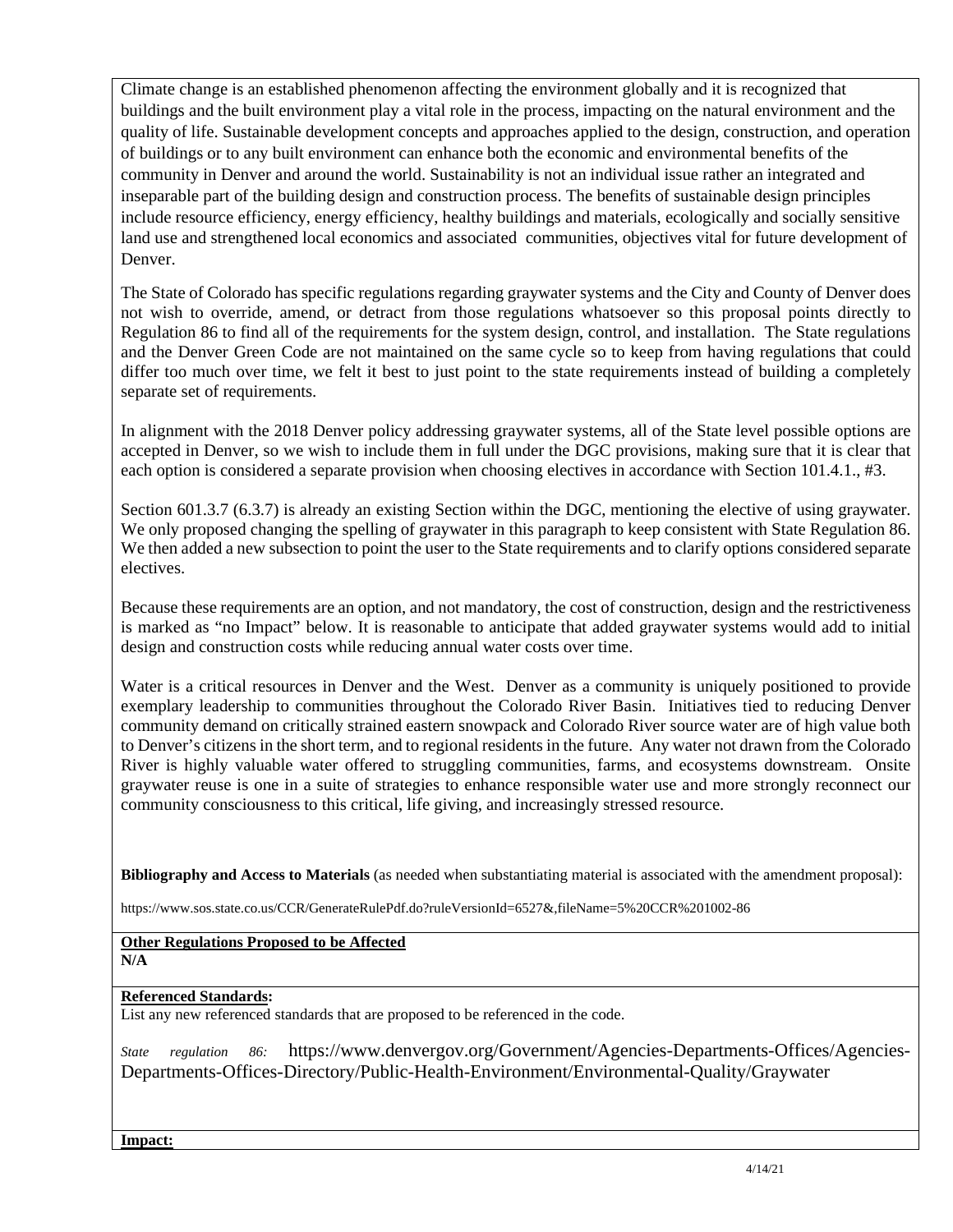Climate change is an established phenomenon affecting the environment globally and it is recognized that buildings and the built environment play a vital role in the process, impacting on the natural environment and the quality of life. Sustainable development concepts and approaches applied to the design, construction, and operation of buildings or to any built environment can enhance both the economic and environmental benefits of the community in Denver and around the world. Sustainability is not an individual issue rather an integrated and inseparable part of the building design and construction process. The benefits of sustainable design principles include resource efficiency, energy efficiency, healthy buildings and materials, ecologically and socially sensitive land use and strengthened local economics and associated communities, objectives vital for future development of Denver.

The State of Colorado has specific regulations regarding graywater systems and the City and County of Denver does not wish to override, amend, or detract from those regulations whatsoever so this proposal points directly to Regulation 86 to find all of the requirements for the system design, control, and installation. The State regulations and the Denver Green Code are not maintained on the same cycle so to keep from having regulations that could differ too much over time, we felt it best to just point to the state requirements instead of building a completely separate set of requirements.

In alignment with the 2018 Denver policy addressing graywater systems, all of the State level possible options are accepted in Denver, so we wish to include them in full under the DGC provisions, making sure that it is clear that each option is considered a separate provision when choosing electives in accordance with Section 101.4.1., #3.

Section 601.3.7 (6.3.7) is already an existing Section within the DGC, mentioning the elective of using graywater. We only proposed changing the spelling of graywater in this paragraph to keep consistent with State Regulation 86. We then added a new subsection to point the user to the State requirements and to clarify options considered separate electives.

Because these requirements are an option, and not mandatory, the cost of construction, design and the restrictiveness is marked as "no Impact" below. It is reasonable to anticipate that added graywater systems would add to initial design and construction costs while reducing annual water costs over time.

Water is a critical resources in Denver and the West. Denver as a community is uniquely positioned to provide exemplary leadership to communities throughout the Colorado River Basin. Initiatives tied to reducing Denver community demand on critically strained eastern snowpack and Colorado River source water are of high value both to Denver's citizens in the short term, and to regional residents in the future. Any water not drawn from the Colorado River is highly valuable water offered to struggling communities, farms, and ecosystems downstream. Onsite graywater reuse is one in a suite of strategies to enhance responsible water use and more strongly reconnect our community consciousness to this critical, life giving, and increasingly stressed resource.

**Bibliography and Access to Materials** (as needed when substantiating material is associated with the amendment proposal):

https://www.sos.state.co.us/CCR/GenerateRulePdf.do?ruleVersionId=6527&,fileName=5%20CCR%201002-86

**Other Regulations Proposed to be Affected**
**N/A**

**Referenced Standards:**
List any new referenced standards that are proposed to be referenced in the code.

*State regulation 86:* https://www.denvergov.org/Government/Agencies-Departments-Offices/Agencies-Departments-Offices-Directory/Public-Health-Environment/Environmental-Quality/Graywater

**Impact:**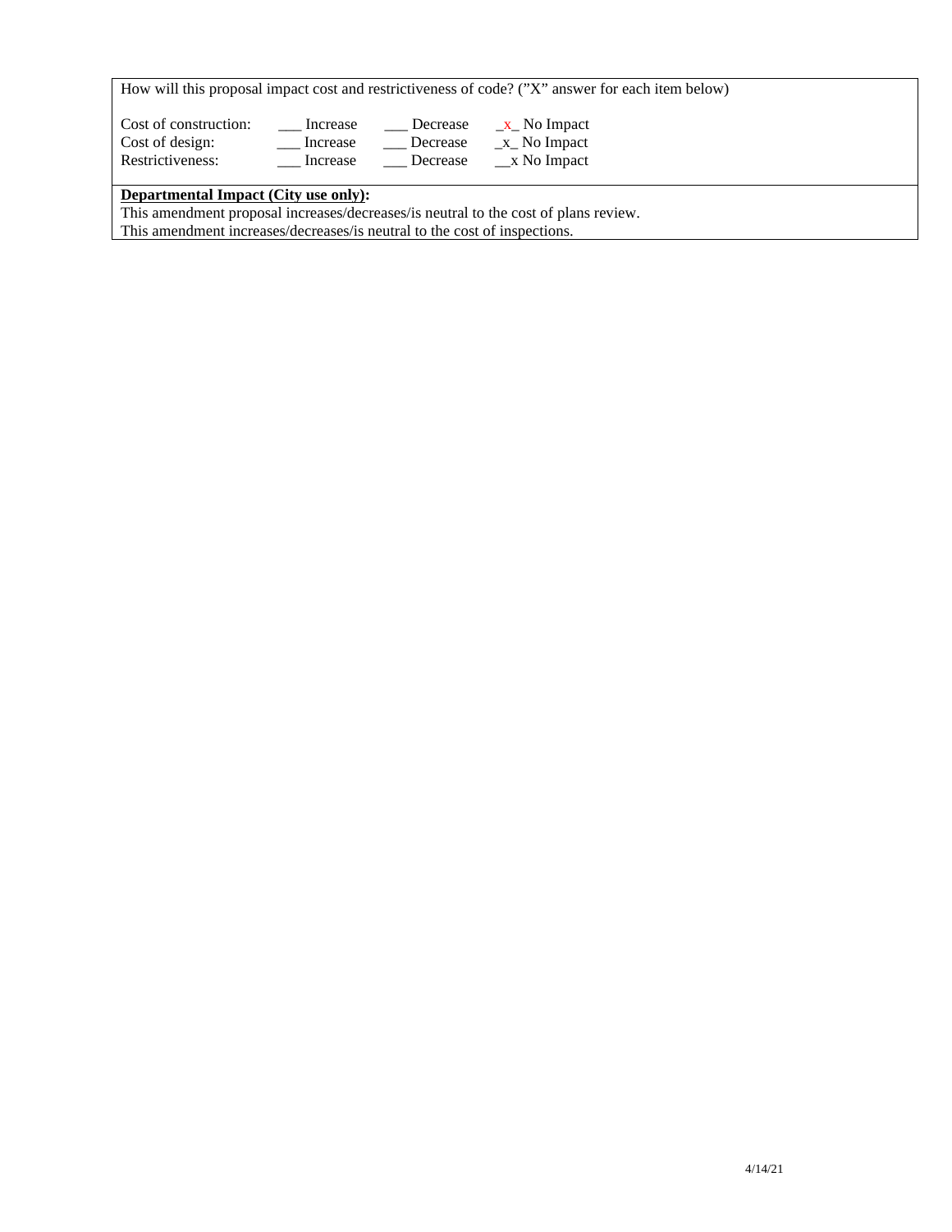How will this proposal impact cost and restrictiveness of code? (”X” answer for each item below)

| | | | |
|---|---|---|---|
| Cost of construction: | ___ Increase | ___ Decrease | _x_ No Impact |
| Cost of design: | ___ Increase | ___ Decrease | _x_ No Impact |
| Restrictiveness: | ___ Increase | ___ Decrease | __x No Impact |

**Departmental Impact (City use only):**

This amendment proposal increases/decreases/is neutral to the cost of plans review.

This amendment increases/decreases/is neutral to the cost of inspections.

4/14/21